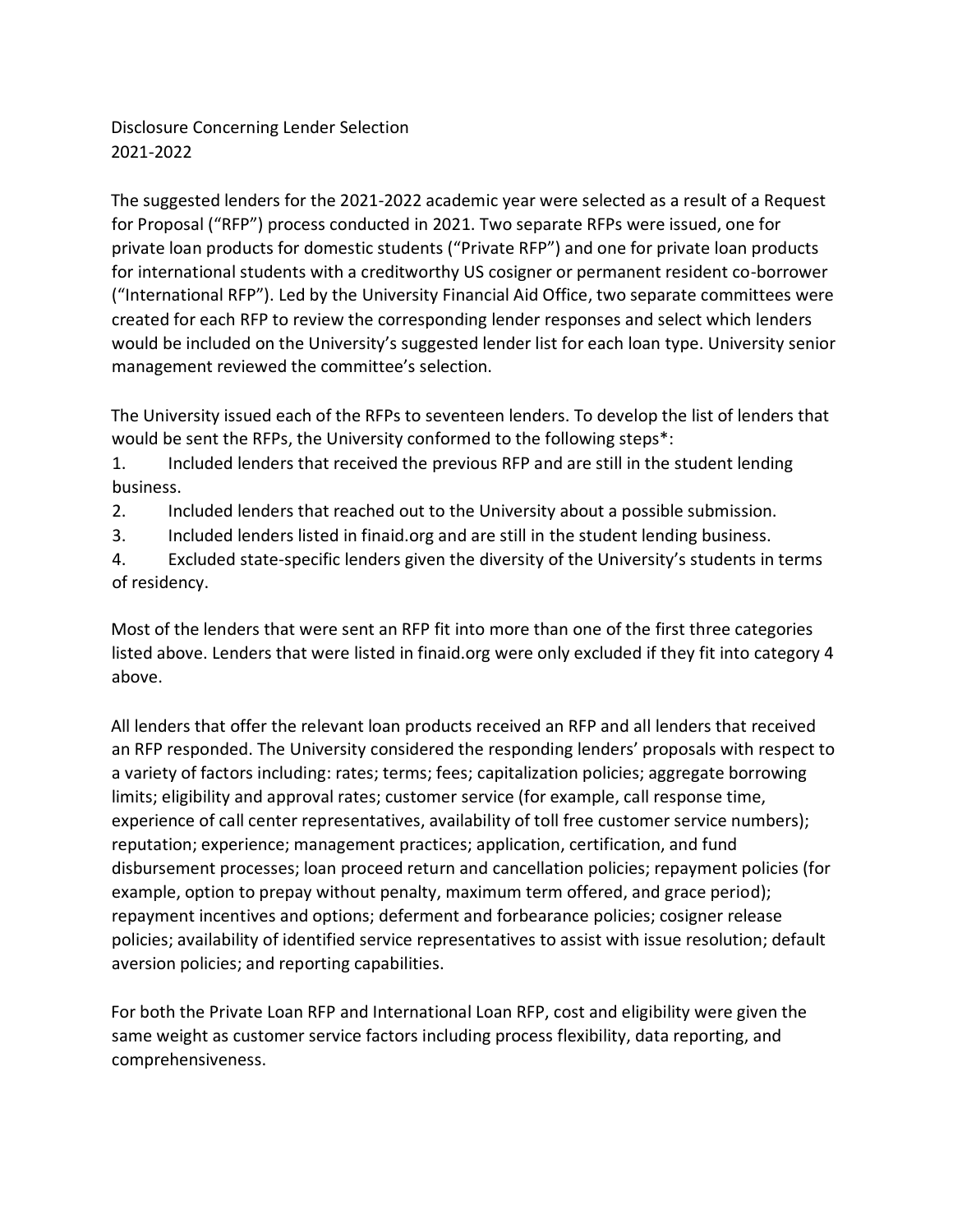Disclosure Concerning Lender Selection
2021-2022

The suggested lenders for the 2021-2022 academic year were selected as a result of a Request for Proposal ("RFP") process conducted in 2021. Two separate RFPs were issued, one for private loan products for domestic students ("Private RFP") and one for private loan products for international students with a creditworthy US cosigner or permanent resident co-borrower ("International RFP"). Led by the University Financial Aid Office, two separate committees were created for each RFP to review the corresponding lender responses and select which lenders would be included on the University's suggested lender list for each loan type. University senior management reviewed the committee's selection.

The University issued each of the RFPs to seventeen lenders. To develop the list of lenders that would be sent the RFPs, the University conformed to the following steps*:

1. Included lenders that received the previous RFP and are still in the student lending business.
2. Included lenders that reached out to the University about a possible submission.
3. Included lenders listed in finaid.org and are still in the student lending business.
4. Excluded state-specific lenders given the diversity of the University's students in terms of residency.

Most of the lenders that were sent an RFP fit into more than one of the first three categories listed above. Lenders that were listed in finaid.org were only excluded if they fit into category 4 above.

All lenders that offer the relevant loan products received an RFP and all lenders that received an RFP responded. The University considered the responding lenders' proposals with respect to a variety of factors including: rates; terms; fees; capitalization policies; aggregate borrowing limits; eligibility and approval rates; customer service (for example, call response time, experience of call center representatives, availability of toll free customer service numbers); reputation; experience; management practices; application, certification, and fund disbursement processes; loan proceed return and cancellation policies; repayment policies (for example, option to prepay without penalty, maximum term offered, and grace period); repayment incentives and options; deferment and forbearance policies; cosigner release policies; availability of identified service representatives to assist with issue resolution; default aversion policies; and reporting capabilities.

For both the Private Loan RFP and International Loan RFP, cost and eligibility were given the same weight as customer service factors including process flexibility, data reporting, and comprehensiveness.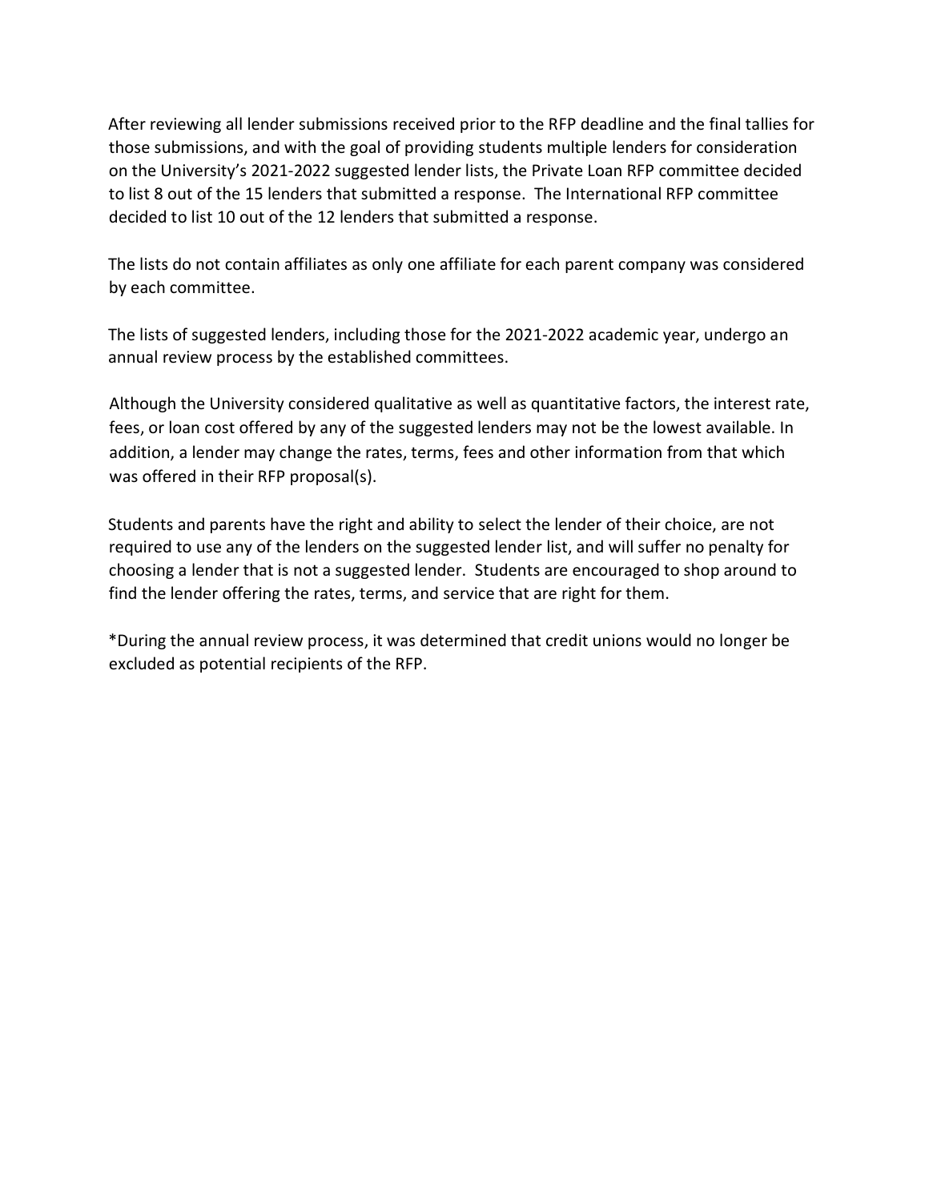After reviewing all lender submissions received prior to the RFP deadline and the final tallies for those submissions, and with the goal of providing students multiple lenders for consideration on the University's 2021-2022 suggested lender lists, the Private Loan RFP committee decided to list 8 out of the 15 lenders that submitted a response. The International RFP committee decided to list 10 out of the 12 lenders that submitted a response.

The lists do not contain affiliates as only one affiliate for each parent company was considered by each committee.

The lists of suggested lenders, including those for the 2021-2022 academic year, undergo an annual review process by the established committees.

Although the University considered qualitative as well as quantitative factors, the interest rate, fees, or loan cost offered by any of the suggested lenders may not be the lowest available. In addition, a lender may change the rates, terms, fees and other information from that which was offered in their RFP proposal(s).

Students and parents have the right and ability to select the lender of their choice, are not required to use any of the lenders on the suggested lender list, and will suffer no penalty for choosing a lender that is not a suggested lender. Students are encouraged to shop around to find the lender offering the rates, terms, and service that are right for them.

*During the annual review process, it was determined that credit unions would no longer be excluded as potential recipients of the RFP.